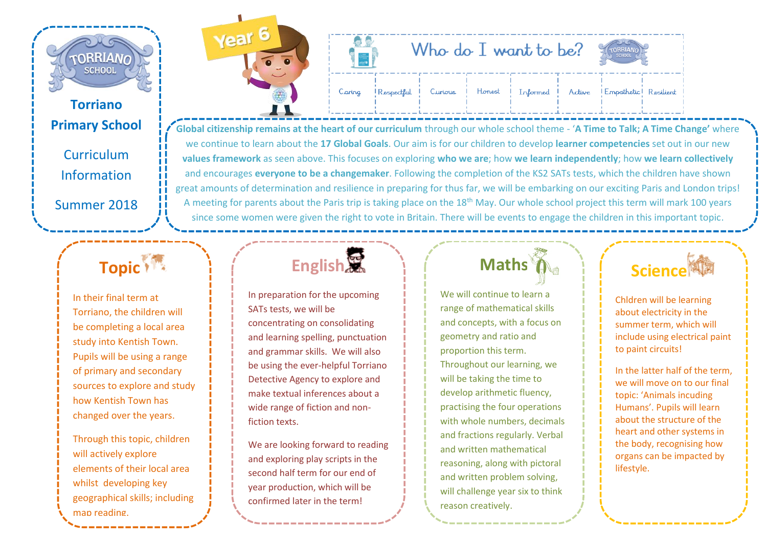# Torriano Primary School

## Curriculum Information

## Summer 2018

Year 6

## Who do I want to be?

| Caring | Respectful | Curious | Honest | Informed | Active | Empathetic | Resilient |
|---|---|---|---|---|---|---|---|

**Global citizenship remains at the heart of our curriculum** through our whole school theme - **'A Time to Talk; A Time Change'** where we continue to learn about the **17 Global Goals**. Our aim is for our children to develop **learner competencies** set out in our new **values framework** as seen above. This focuses on exploring **who we are**; how **we learn independently**; how **we learn collectively** and encourages **everyone to be a changemaker**. Following the completion of the KS2 SATs tests, which the children have shown great amounts of determination and resilience in preparing for thus far, we will be embarking on our exciting Paris and London trips! A meeting for parents about the Paris trip is taking place on the 18th May. Our whole school project this term will mark 100 years since some women were given the right to vote in Britain. There will be events to engage the children in this important topic.

## Topic

In their final term at Torriano, the children will be completing a local area study into Kentish Town. Pupils will be using a range of primary and secondary sources to explore and study how Kentish Town has changed over the years.

Through this topic, children will actively explore elements of their local area whilst developing key geographical skills; including map reading.

## English

In preparation for the upcoming SATs tests, we will be concentrating on consolidating and learning spelling, punctuation and grammar skills. We will also be using the ever-helpful Torriano Detective Agency to explore and make textual inferences about a wide range of fiction and non-fiction texts.

We are looking forward to reading and exploring play scripts in the second half term for our end of year production, which will be confirmed later in the term!

## Maths

We will continue to learn a range of mathematical skills and concepts, with a focus on geometry and ratio and proportion this term. Throughout our learning, we will be taking the time to develop arithmetic fluency, practising the four operations with whole numbers, decimals and fractions regularly. Verbal and written mathematical reasoning, along with pictoral and written problem solving, will challenge year six to think reason creatively.

## Science

Chldren will be learning about electricity in the summer term, which will include using electrical paint to paint circuits!

In the latter half of the term, we will move on to our final topic: 'Animals incuding Humans'. Pupils will learn about the structure of the heart and other systems in the body, recognising how organs can be impacted by lifestyle.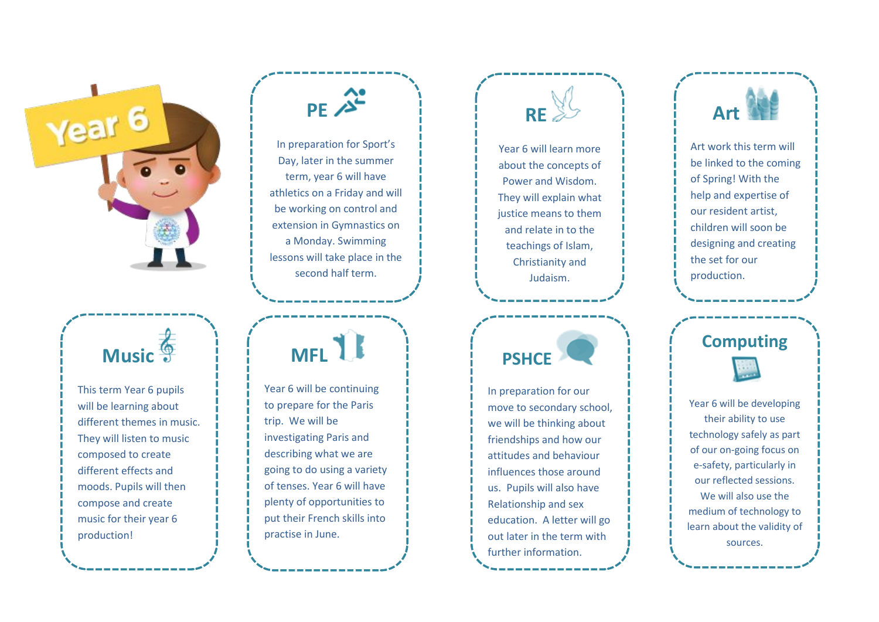Year 6

## PE

In preparation for Sport's Day, later in the summer term, year 6 will have athletics on a Friday and will be working on control and extension in Gymnastics on a Monday. Swimming lessons will take place in the second half term.

## RE

Year 6 will learn more about the concepts of Power and Wisdom. They will explain what justice means to them and relate in to the teachings of Islam, Christianity and Judaism.

## Art

Art work this term will be linked to the coming of Spring! With the help and expertise of our resident artist, children will soon be designing and creating the set for our production.

## Music

This term Year 6 pupils will be learning about different themes in music. They will listen to music composed to create different effects and moods. Pupils will then compose and create music for their year 6 production!

## MFL

Year 6 will be continuing to prepare for the Paris trip. We will be investigating Paris and describing what we are going to do using a variety of tenses. Year 6 will have plenty of opportunities to put their French skills into practise in June.

## PSHCE

In preparation for our move to secondary school, we will be thinking about friendships and how our attitudes and behaviour influences those around us. Pupils will also have Relationship and sex education. A letter will go out later in the term with further information.

## Computing

Year 6 will be developing their ability to use technology safely as part of our on-going focus on e-safety, particularly in our reflected sessions. We will also use the medium of technology to learn about the validity of sources.